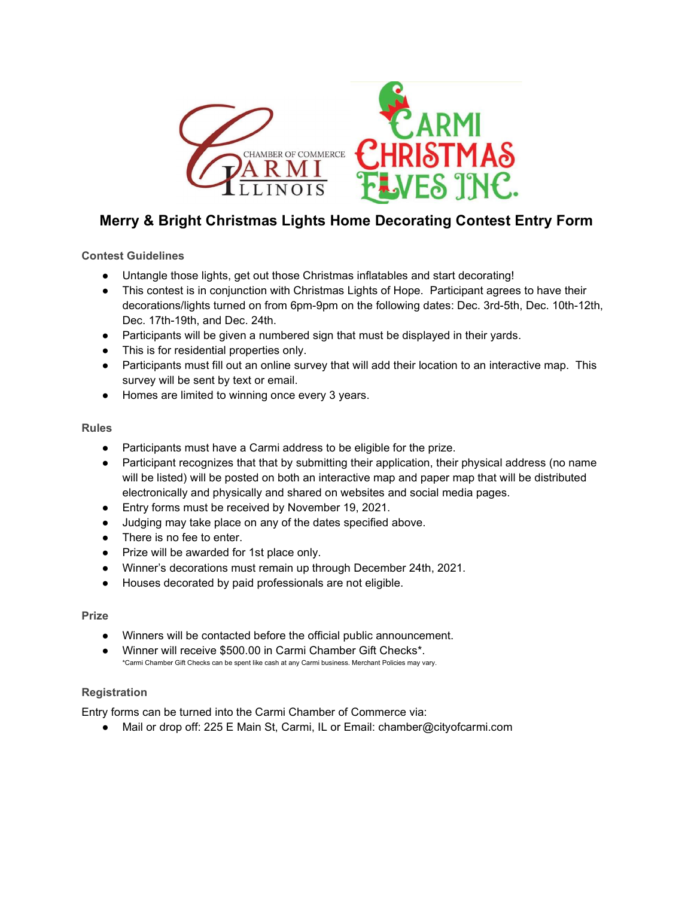# Merry & Bright Christmas Lights Home Decorating Contest Entry Form

### Contest Guidelines

- Untangle those lights, get out those Christmas inflatables and start decorating!
- This contest is in conjunction with Christmas Lights of Hope. Participant agrees to have their decorations/lights turned on from 6pm-9pm on the following dates: Dec. 3rd-5th, Dec. 10th-12th, Dec. 17th-19th, and Dec. 24th.
- Participants will be given a numbered sign that must be displayed in their yards.
- This is for residential properties only.
- Participants must fill out an online survey that will add their location to an interactive map. This survey will be sent by text or email.
- Homes are limited to winning once every 3 years.

### Rules

- Participants must have a Carmi address to be eligible for the prize.
- Participant recognizes that that by submitting their application, their physical address (no name will be listed) will be posted on both an interactive map and paper map that will be distributed electronically and physically and shared on websites and social media pages.
- Entry forms must be received by November 19, 2021.
- Judging may take place on any of the dates specified above.
- There is no fee to enter.
- Prize will be awarded for 1st place only.
- Winner's decorations must remain up through December 24th, 2021.
- Houses decorated by paid professionals are not eligible.

### Prize

- Winners will be contacted before the official public announcement.
- Winner will receive $500.00 in Carmi Chamber Gift Checks*.

*Carmi Chamber Gift Checks can be spent like cash at any Carmi business. Merchant Policies may vary.

### Registration

Entry forms can be turned into the Carmi Chamber of Commerce via:

- Mail or drop off: 225 E Main St, Carmi, IL or Email: chamber@cityofcarmi.com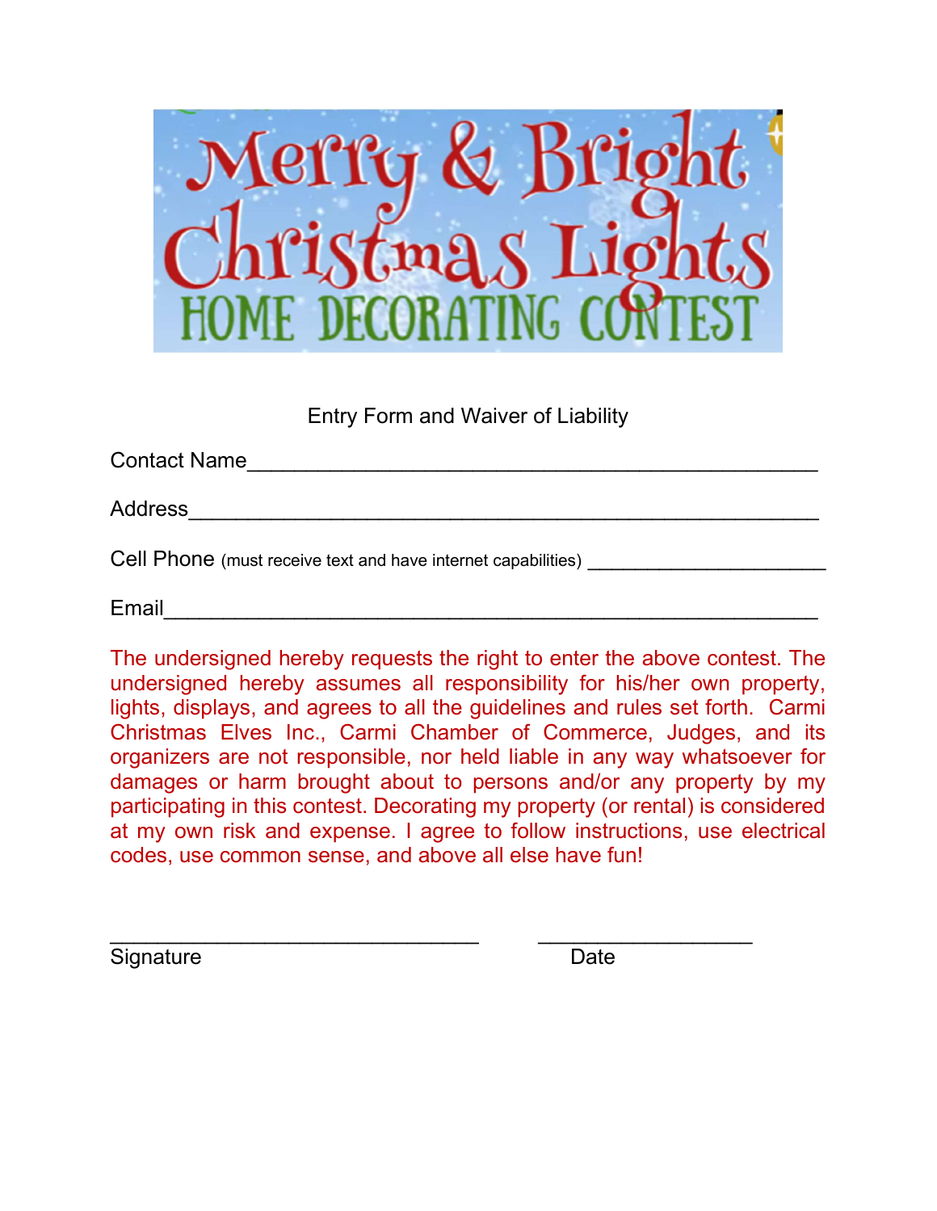# Merry & Bright Christmas Lights

## HOME DECORATING CONTEST

Entry Form and Waiver of Liability

Contact Name_______________________________________________

Address___________________________________________________

Cell Phone (must receive text and have internet capabilities) ____________________

Email_____________________________________________________

The undersigned hereby requests the right to enter the above contest. The undersigned hereby assumes all responsibility for his/her own property, lights, displays, and agrees to all the guidelines and rules set forth. Carmi Christmas Elves Inc., Carmi Chamber of Commerce, Judges, and its organizers are not responsible, nor held liable in any way whatsoever for damages or harm brought about to persons and/or any property by my participating in this contest. Decorating my property (or rental) is considered at my own risk and expense. I agree to follow instructions, use electrical codes, use common sense, and above all else have fun!

_______________________________ ________________

Signature Date